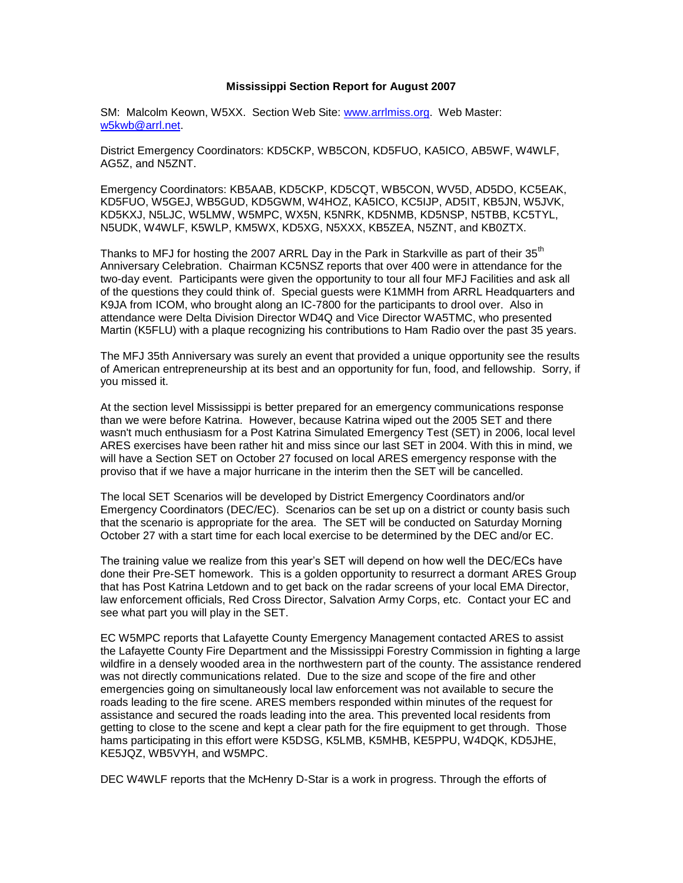**Mississippi Section Report for August 2007**

SM: Malcolm Keown, W5XX. Section Web Site: www.arrlmiss.org. Web Master: w5kwb@arrl.net.

District Emergency Coordinators: KD5CKP, WB5CON, KD5FUO, KA5ICO, AB5WF, W4WLF, AG5Z, and N5ZNT.

Emergency Coordinators: KB5AAB, KD5CKP, KD5CQT, WB5CON, WV5D, AD5DO, KC5EAK, KD5FUO, W5GEJ, WB5GUD, KD5GWM, W4HOZ, KA5ICO, KC5IJP, AD5IT, KB5JN, W5JVK, KD5KXJ, N5LJC, W5LMW, W5MPC, WX5N, K5NRK, KD5NMB, KD5NSP, N5TBB, KC5TYL, N5UDK, W4WLF, K5WLP, KM5WX, KD5XG, N5XXX, KB5ZEA, N5ZNT, and KB0ZTX.

Thanks to MFJ for hosting the 2007 ARRL Day in the Park in Starkville as part of their 35th Anniversary Celebration. Chairman KC5NSZ reports that over 400 were in attendance for the two-day event. Participants were given the opportunity to tour all four MFJ Facilities and ask all of the questions they could think of. Special guests were K1MMH from ARRL Headquarters and K9JA from ICOM, who brought along an IC-7800 for the participants to drool over. Also in attendance were Delta Division Director WD4Q and Vice Director WA5TMC, who presented Martin (K5FLU) with a plaque recognizing his contributions to Ham Radio over the past 35 years.

The MFJ 35th Anniversary was surely an event that provided a unique opportunity see the results of American entrepreneurship at its best and an opportunity for fun, food, and fellowship. Sorry, if you missed it.

At the section level Mississippi is better prepared for an emergency communications response than we were before Katrina. However, because Katrina wiped out the 2005 SET and there wasn't much enthusiasm for a Post Katrina Simulated Emergency Test (SET) in 2006, local level ARES exercises have been rather hit and miss since our last SET in 2004. With this in mind, we will have a Section SET on October 27 focused on local ARES emergency response with the proviso that if we have a major hurricane in the interim then the SET will be cancelled.

The local SET Scenarios will be developed by District Emergency Coordinators and/or Emergency Coordinators (DEC/EC). Scenarios can be set up on a district or county basis such that the scenario is appropriate for the area. The SET will be conducted on Saturday Morning October 27 with a start time for each local exercise to be determined by the DEC and/or EC.

The training value we realize from this year's SET will depend on how well the DEC/ECs have done their Pre-SET homework. This is a golden opportunity to resurrect a dormant ARES Group that has Post Katrina Letdown and to get back on the radar screens of your local EMA Director, law enforcement officials, Red Cross Director, Salvation Army Corps, etc. Contact your EC and see what part you will play in the SET.

EC W5MPC reports that Lafayette County Emergency Management contacted ARES to assist the Lafayette County Fire Department and the Mississippi Forestry Commission in fighting a large wildfire in a densely wooded area in the northwestern part of the county. The assistance rendered was not directly communications related. Due to the size and scope of the fire and other emergencies going on simultaneously local law enforcement was not available to secure the roads leading to the fire scene. ARES members responded within minutes of the request for assistance and secured the roads leading into the area. This prevented local residents from getting to close to the scene and kept a clear path for the fire equipment to get through. Those hams participating in this effort were K5DSG, K5LMB, K5MHB, KE5PPU, W4DQK, KD5JHE, KE5JQZ, WB5VYH, and W5MPC.

DEC W4WLF reports that the McHenry D-Star is a work in progress. Through the efforts of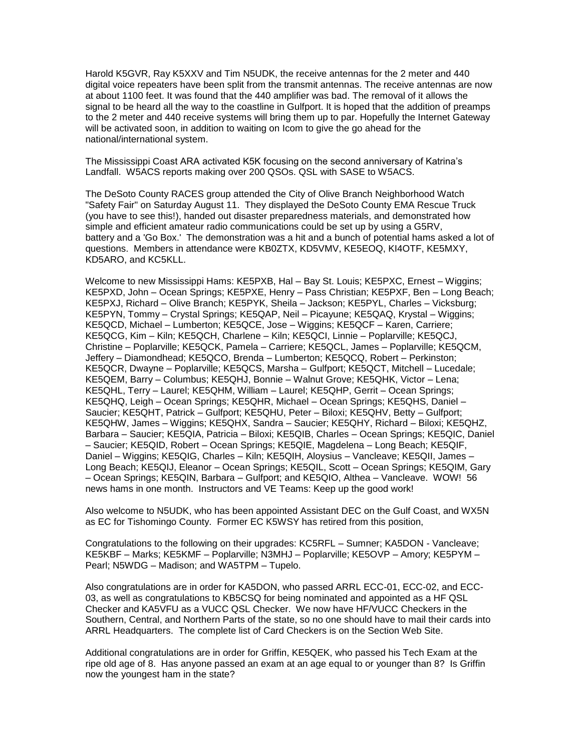Harold K5GVR, Ray K5XXV and Tim N5UDK, the receive antennas for the 2 meter and 440 digital voice repeaters have been split from the transmit antennas. The receive antennas are now at about 1100 feet. It was found that the 440 amplifier was bad. The removal of it allows the signal to be heard all the way to the coastline in Gulfport. It is hoped that the addition of preamps to the 2 meter and 440 receive systems will bring them up to par. Hopefully the Internet Gateway will be activated soon, in addition to waiting on Icom to give the go ahead for the national/international system.

The Mississippi Coast ARA activated K5K focusing on the second anniversary of Katrina's Landfall. W5ACS reports making over 200 QSOs. QSL with SASE to W5ACS.

The DeSoto County RACES group attended the City of Olive Branch Neighborhood Watch "Safety Fair" on Saturday August 11. They displayed the DeSoto County EMA Rescue Truck (you have to see this!), handed out disaster preparedness materials, and demonstrated how simple and efficient amateur radio communications could be set up by using a G5RV, battery and a 'Go Box.' The demonstration was a hit and a bunch of potential hams asked a lot of questions. Members in attendance were KB0ZTX, KD5VMV, KE5EOQ, KI4OTF, KE5MXY, KD5ARO, and KC5KLL.

Welcome to new Mississippi Hams: KE5PXB, Hal – Bay St. Louis; KE5PXC, Ernest – Wiggins; KE5PXD, John – Ocean Springs; KE5PXE, Henry – Pass Christian; KE5PXF, Ben – Long Beach; KE5PXJ, Richard – Olive Branch; KE5PYK, Sheila – Jackson; KE5PYL, Charles – Vicksburg; KE5PYN, Tommy – Crystal Springs; KE5QAP, Neil – Picayune; KE5QAQ, Krystal – Wiggins; KE5QCD, Michael – Lumberton; KE5QCE, Jose – Wiggins; KE5QCF – Karen, Carriere; KE5QCG, Kim – Kiln; KE5QCH, Charlene – Kiln; KE5QCI, Linnie – Poplarville; KE5QCJ, Christine – Poplarville; KE5QCK, Pamela – Carriere; KE5QCL, James – Poplarville; KE5QCM, Jeffery – Diamondhead; KE5QCO, Brenda – Lumberton; KE5QCQ, Robert – Perkinston; KE5QCR, Dwayne – Poplarville; KE5QCS, Marsha – Gulfport; KE5QCT, Mitchell – Lucedale; KE5QEM, Barry – Columbus; KE5QHJ, Bonnie – Walnut Grove; KE5QHK, Victor – Lena; KE5QHL, Terry – Laurel; KE5QHM, William – Laurel; KE5QHP, Gerrit – Ocean Springs; KE5QHQ, Leigh – Ocean Springs; KE5QHR, Michael – Ocean Springs; KE5QHS, Daniel – Saucier; KE5QHT, Patrick – Gulfport; KE5QHU, Peter – Biloxi; KE5QHV, Betty – Gulfport; KE5QHW, James – Wiggins; KE5QHX, Sandra – Saucier; KE5QHY, Richard – Biloxi; KE5QHZ, Barbara – Saucier; KE5QIA, Patricia – Biloxi; KE5QIB, Charles – Ocean Springs; KE5QIC, Daniel – Saucier; KE5QID, Robert – Ocean Springs; KE5QIE, Magdelena – Long Beach; KE5QIF, Daniel – Wiggins; KE5QIG, Charles – Kiln; KE5QIH, Aloysius – Vancleave; KE5QII, James – Long Beach; KE5QIJ, Eleanor – Ocean Springs; KE5QIL, Scott – Ocean Springs; KE5QIM, Gary – Ocean Springs; KE5QIN, Barbara – Gulfport; and KE5QIO, Althea – Vancleave. WOW! 56 news hams in one month. Instructors and VE Teams: Keep up the good work!

Also welcome to N5UDK, who has been appointed Assistant DEC on the Gulf Coast, and WX5N as EC for Tishomingo County. Former EC K5WSY has retired from this position,

Congratulations to the following on their upgrades: KC5RFL – Sumner; KA5DON - Vancleave; KE5KBF – Marks; KE5KMF – Poplarville; N3MHJ – Poplarville; KE5OVP – Amory; KE5PYM – Pearl; N5WDG – Madison; and WA5TPM – Tupelo.

Also congratulations are in order for KA5DON, who passed ARRL ECC-01, ECC-02, and ECC-03, as well as congratulations to KB5CSQ for being nominated and appointed as a HF QSL Checker and KA5VFU as a VUCC QSL Checker. We now have HF/VUCC Checkers in the Southern, Central, and Northern Parts of the state, so no one should have to mail their cards into ARRL Headquarters. The complete list of Card Checkers is on the Section Web Site.

Additional congratulations are in order for Griffin, KE5QEK, who passed his Tech Exam at the ripe old age of 8. Has anyone passed an exam at an age equal to or younger than 8? Is Griffin now the youngest ham in the state?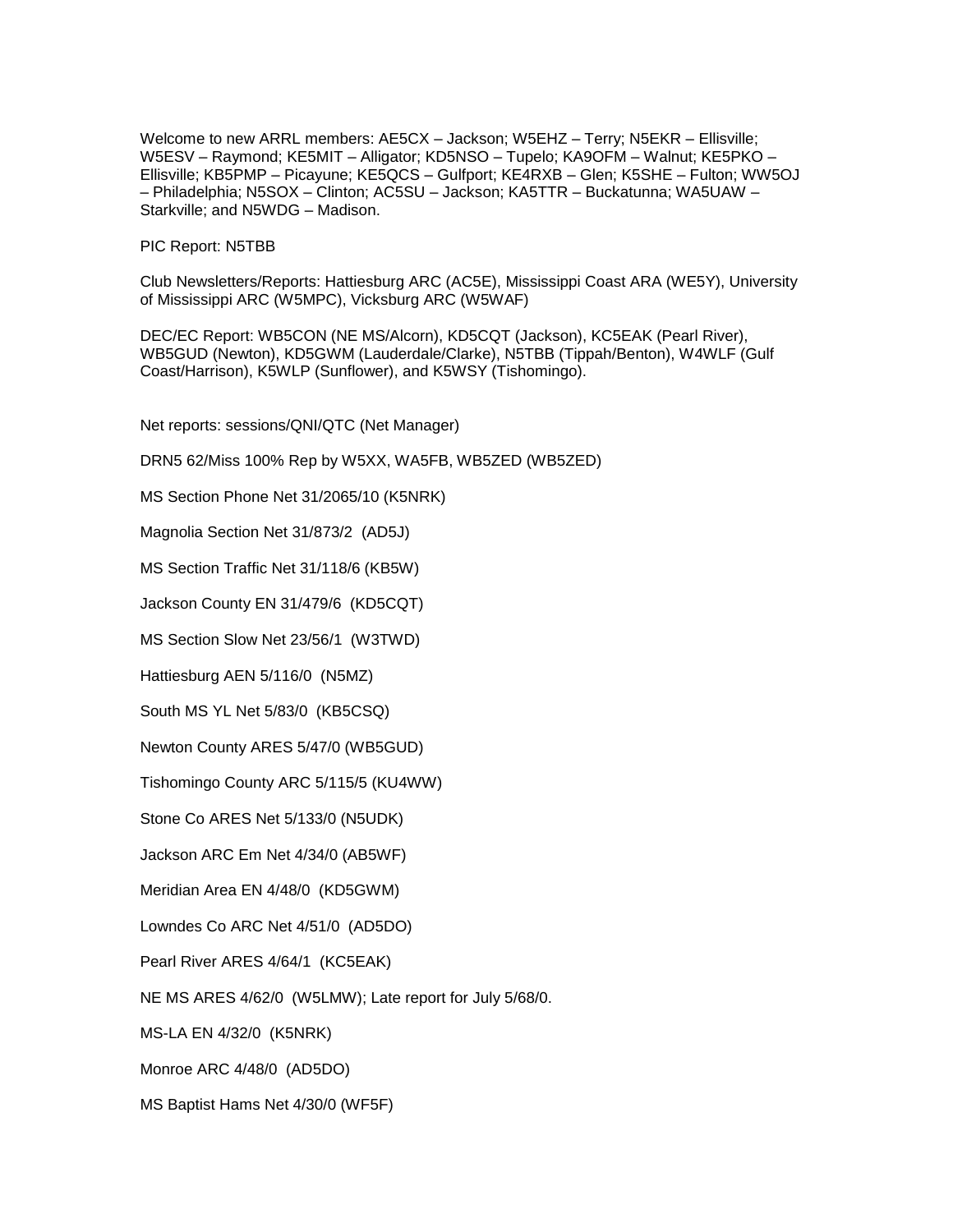Welcome to new ARRL members: AE5CX – Jackson; W5EHZ – Terry; N5EKR – Ellisville; W5ESV – Raymond; KE5MIT – Alligator; KD5NSO – Tupelo; KA9OFM – Walnut; KE5PKO – Ellisville; KB5PMP – Picayune; KE5QCS – Gulfport; KE4RXB – Glen; K5SHE – Fulton; WW5OJ – Philadelphia; N5SOX – Clinton; AC5SU – Jackson; KA5TTR – Buckatunna; WA5UAW – Starkville; and N5WDG – Madison.

PIC Report: N5TBB

Club Newsletters/Reports: Hattiesburg ARC (AC5E), Mississippi Coast ARA (WE5Y), University of Mississippi ARC (W5MPC), Vicksburg ARC (W5WAF)

DEC/EC Report: WB5CON (NE MS/Alcorn), KD5CQT (Jackson), KC5EAK (Pearl River), WB5GUD (Newton), KD5GWM (Lauderdale/Clarke), N5TBB (Tippah/Benton), W4WLF (Gulf Coast/Harrison), K5WLP (Sunflower), and K5WSY (Tishomingo).

Net reports: sessions/QNI/QTC (Net Manager)

DRN5 62/Miss 100% Rep by W5XX, WA5FB, WB5ZED (WB5ZED)

MS Section Phone Net 31/2065/10 (K5NRK)

Magnolia Section Net 31/873/2 (AD5J)

MS Section Traffic Net 31/118/6 (KB5W)

Jackson County EN 31/479/6 (KD5CQT)

MS Section Slow Net 23/56/1 (W3TWD)

Hattiesburg AEN 5/116/0 (N5MZ)

South MS YL Net 5/83/0 (KB5CSQ)

Newton County ARES 5/47/0 (WB5GUD)

Tishomingo County ARC 5/115/5 (KU4WW)

Stone Co ARES Net 5/133/0 (N5UDK)

Jackson ARC Em Net 4/34/0 (AB5WF)

Meridian Area EN 4/48/0 (KD5GWM)

Lowndes Co ARC Net 4/51/0 (AD5DO)

Pearl River ARES 4/64/1 (KC5EAK)

NE MS ARES 4/62/0 (W5LMW); Late report for July 5/68/0.

MS-LA EN 4/32/0 (K5NRK)

Monroe ARC 4/48/0 (AD5DO)

MS Baptist Hams Net 4/30/0 (WF5F)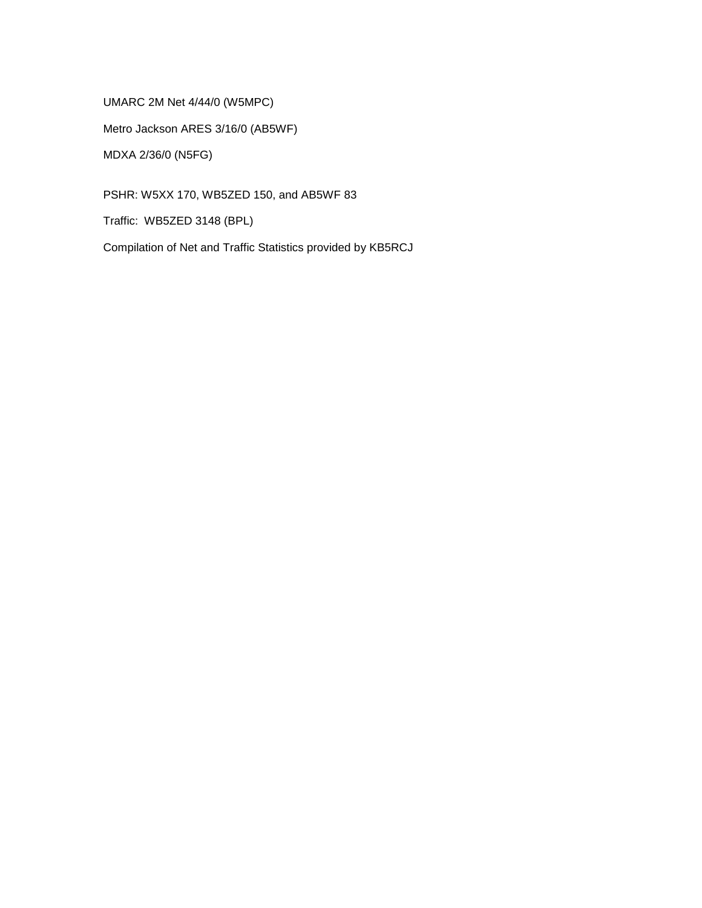UMARC 2M Net 4/44/0 (W5MPC)

Metro Jackson ARES 3/16/0 (AB5WF)

MDXA 2/36/0 (N5FG)

PSHR: W5XX 170, WB5ZED 150, and AB5WF 83

Traffic: WB5ZED 3148 (BPL)

Compilation of Net and Traffic Statistics provided by KB5RCJ